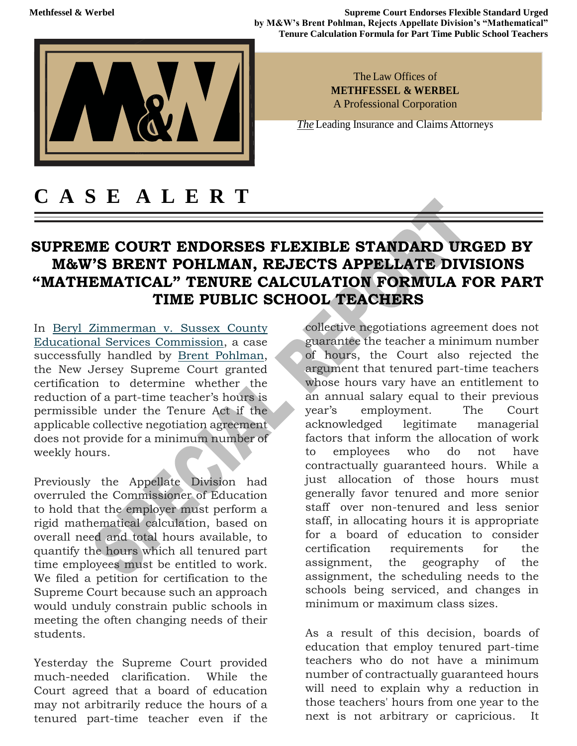The Law Offices of
**METHFESSEL & WERBEL**
A Professional Corporation

*The* Leading Insurance and Claims Attorneys

# C A S E A L E R T

## SUPREME COURT ENDORSES FLEXIBLE STANDARD URGED BY M&W'S BRENT POHLMAN, REJECTS APPELLATE DIVISIONS "MATHEMATICAL" TENURE CALCULATION FORMULA FOR PART TIME PUBLIC SCHOOL TEACHERS

In Beryl Zimmerman v. Sussex County Educational Services Commission, a case successfully handled by Brent Pohlman, the New Jersey Supreme Court granted certification to determine whether the reduction of a part-time teacher's hours is permissible under the Tenure Act if the applicable collective negotiation agreement does not provide for a minimum number of weekly hours.

Previously the Appellate Division had overruled the Commissioner of Education to hold that the employer must perform a rigid mathematical calculation, based on overall need and total hours available, to quantify the hours which all tenured part time employees must be entitled to work. We filed a petition for certification to the Supreme Court because such an approach would unduly constrain public schools in meeting the often changing needs of their students.

Yesterday the Supreme Court provided much-needed clarification. While the Court agreed that a board of education may not arbitrarily reduce the hours of a tenured part-time teacher even if the collective negotiations agreement does not guarantee the teacher a minimum number of hours, the Court also rejected the argument that tenured part-time teachers whose hours vary have an entitlement to an annual salary equal to their previous year's employment. The Court acknowledged legitimate managerial factors that inform the allocation of work to employees who do not have contractually guaranteed hours. While a just allocation of those hours must generally favor tenured and more senior staff over non-tenured and less senior staff, in allocating hours it is appropriate for a board of education to consider certification requirements for the assignment, the geography of the assignment, the scheduling needs to the schools being serviced, and changes in minimum or maximum class sizes.

As a result of this decision, boards of education that employ tenured part-time teachers who do not have a minimum number of contractually guaranteed hours will need to explain why a reduction in those teachers' hours from one year to the next is not arbitrary or capricious. It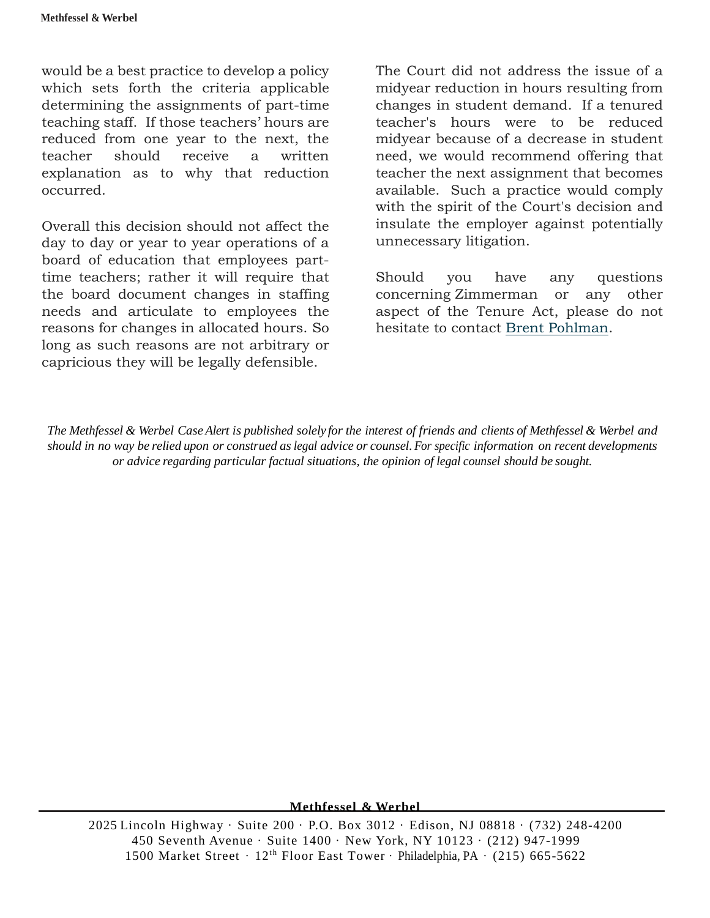would be a best practice to develop a policy which sets forth the criteria applicable determining the assignments of part-time teaching staff. If those teachers' hours are reduced from one year to the next, the teacher should receive a written explanation as to why that reduction occurred.

Overall this decision should not affect the day to day or year to year operations of a board of education that employees part-time teachers; rather it will require that the board document changes in staffing needs and articulate to employees the reasons for changes in allocated hours. So long as such reasons are not arbitrary or capricious they will be legally defensible.

The Court did not address the issue of a midyear reduction in hours resulting from changes in student demand. If a tenured teacher's hours were to be reduced midyear because of a decrease in student need, we would recommend offering that teacher the next assignment that becomes available. Such a practice would comply with the spirit of the Court's decision and insulate the employer against potentially unnecessary litigation.

Should you have any questions concerning Zimmerman or any other aspect of the Tenure Act, please do not hesitate to contact Brent Pohlman.

*The Methfessel & Werbel Case Alert is published solely for the interest of friends and clients of Methfessel & Werbel and should in no way be relied upon or construed as legal advice or counsel. For specific information on recent developments or advice regarding particular factual situations, the opinion of legal counsel should be sought.*

**Methfessel & Werbel**

2025 Lincoln Highway · Suite 200 · P.O. Box 3012 · Edison, NJ 08818 · (732) 248-4200
450 Seventh Avenue · Suite 1400 · New York, NY 10123 · (212) 947-1999
1500 Market Street · 12th Floor East Tower · Philadelphia, PA · (215) 665-5622